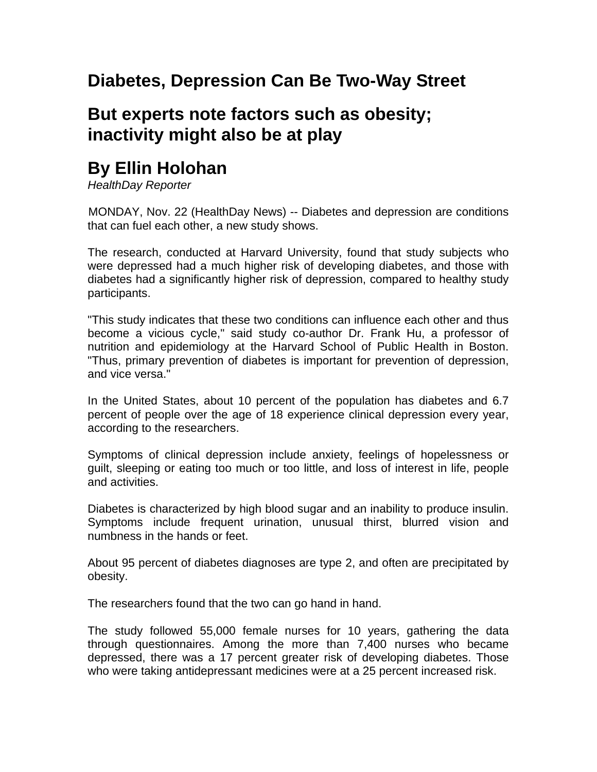# Diabetes, Depression Can Be Two-Way Street

## But experts note factors such as obesity; inactivity might also be at play

## By Ellin Holohan

*HealthDay Reporter*

MONDAY, Nov. 22 (HealthDay News) -- Diabetes and depression are conditions that can fuel each other, a new study shows.

The research, conducted at Harvard University, found that study subjects who were depressed had a much higher risk of developing diabetes, and those with diabetes had a significantly higher risk of depression, compared to healthy study participants.

"This study indicates that these two conditions can influence each other and thus become a vicious cycle," said study co-author Dr. Frank Hu, a professor of nutrition and epidemiology at the Harvard School of Public Health in Boston. "Thus, primary prevention of diabetes is important for prevention of depression, and vice versa."

In the United States, about 10 percent of the population has diabetes and 6.7 percent of people over the age of 18 experience clinical depression every year, according to the researchers.

Symptoms of clinical depression include anxiety, feelings of hopelessness or guilt, sleeping or eating too much or too little, and loss of interest in life, people and activities.

Diabetes is characterized by high blood sugar and an inability to produce insulin. Symptoms include frequent urination, unusual thirst, blurred vision and numbness in the hands or feet.

About 95 percent of diabetes diagnoses are type 2, and often are precipitated by obesity.

The researchers found that the two can go hand in hand.

The study followed 55,000 female nurses for 10 years, gathering the data through questionnaires. Among the more than 7,400 nurses who became depressed, there was a 17 percent greater risk of developing diabetes. Those who were taking antidepressant medicines were at a 25 percent increased risk.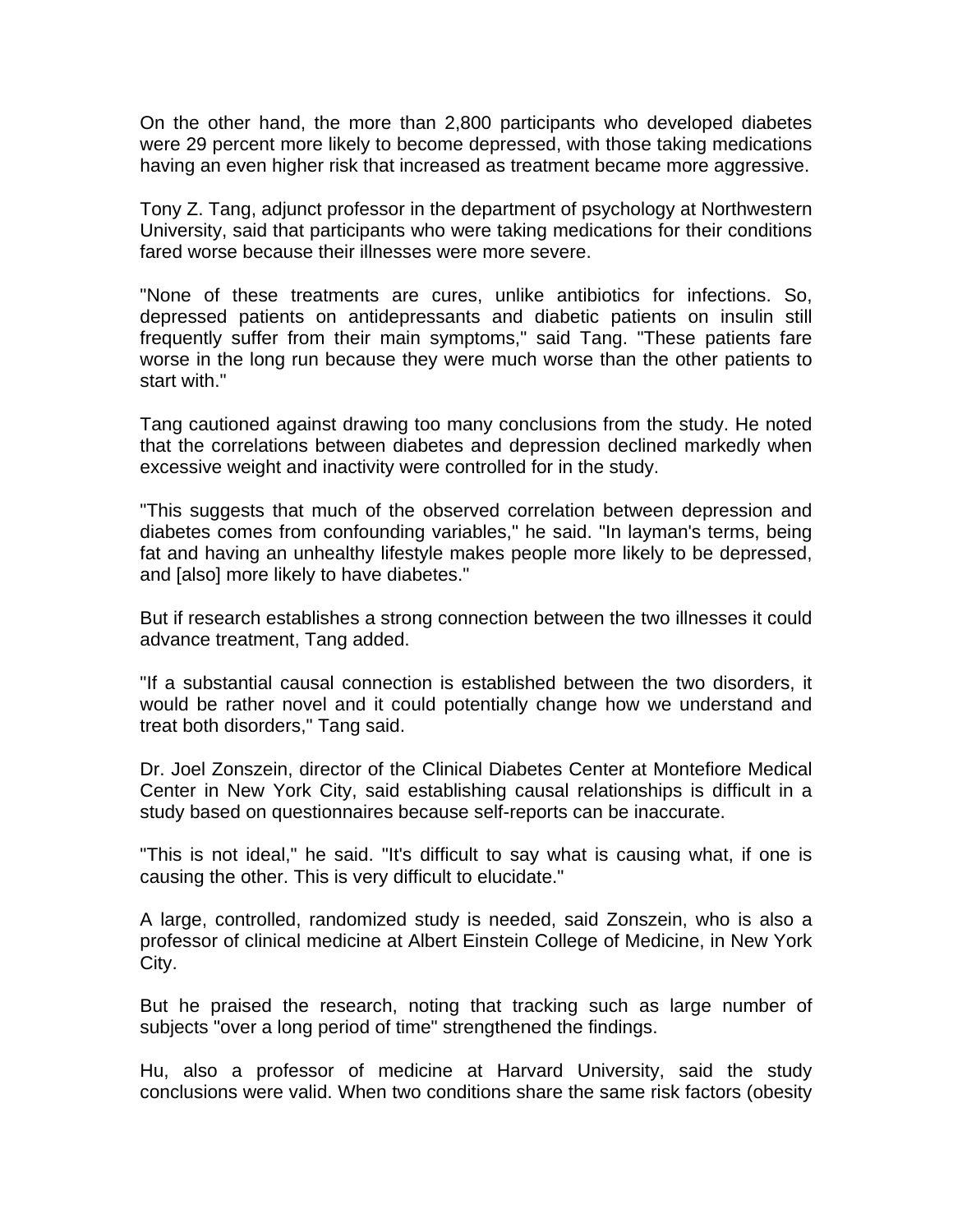On the other hand, the more than 2,800 participants who developed diabetes were 29 percent more likely to become depressed, with those taking medications having an even higher risk that increased as treatment became more aggressive.

Tony Z. Tang, adjunct professor in the department of psychology at Northwestern University, said that participants who were taking medications for their conditions fared worse because their illnesses were more severe.

"None of these treatments are cures, unlike antibiotics for infections. So, depressed patients on antidepressants and diabetic patients on insulin still frequently suffer from their main symptoms," said Tang. "These patients fare worse in the long run because they were much worse than the other patients to start with."

Tang cautioned against drawing too many conclusions from the study. He noted that the correlations between diabetes and depression declined markedly when excessive weight and inactivity were controlled for in the study.

"This suggests that much of the observed correlation between depression and diabetes comes from confounding variables," he said. "In layman's terms, being fat and having an unhealthy lifestyle makes people more likely to be depressed, and [also] more likely to have diabetes."

But if research establishes a strong connection between the two illnesses it could advance treatment, Tang added.

"If a substantial causal connection is established between the two disorders, it would be rather novel and it could potentially change how we understand and treat both disorders," Tang said.

Dr. Joel Zonszein, director of the Clinical Diabetes Center at Montefiore Medical Center in New York City, said establishing causal relationships is difficult in a study based on questionnaires because self-reports can be inaccurate.

"This is not ideal," he said. "It's difficult to say what is causing what, if one is causing the other. This is very difficult to elucidate."

A large, controlled, randomized study is needed, said Zonszein, who is also a professor of clinical medicine at Albert Einstein College of Medicine, in New York City.

But he praised the research, noting that tracking such as large number of subjects "over a long period of time" strengthened the findings.

Hu, also a professor of medicine at Harvard University, said the study conclusions were valid. When two conditions share the same risk factors (obesity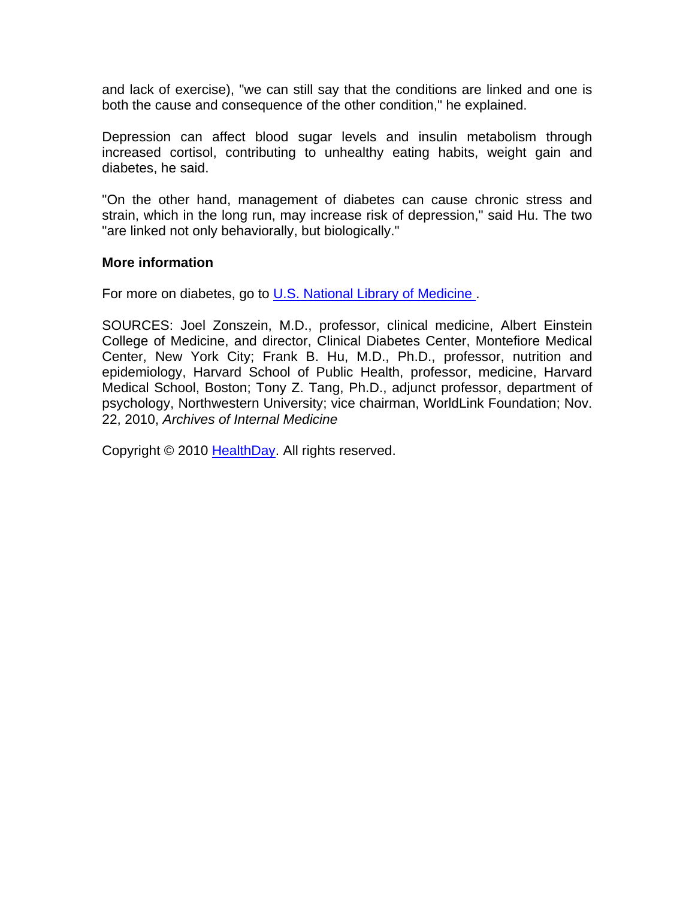and lack of exercise), "we can still say that the conditions are linked and one is both the cause and consequence of the other condition," he explained.

Depression can affect blood sugar levels and insulin metabolism through increased cortisol, contributing to unhealthy eating habits, weight gain and diabetes, he said.

"On the other hand, management of diabetes can cause chronic stress and strain, which in the long run, may increase risk of depression," said Hu. The two "are linked not only behaviorally, but biologically."

**More information**

For more on diabetes, go to U.S. National Library of Medicine .

SOURCES: Joel Zonszein, M.D., professor, clinical medicine, Albert Einstein College of Medicine, and director, Clinical Diabetes Center, Montefiore Medical Center, New York City; Frank B. Hu, M.D., Ph.D., professor, nutrition and epidemiology, Harvard School of Public Health, professor, medicine, Harvard Medical School, Boston; Tony Z. Tang, Ph.D., adjunct professor, department of psychology, Northwestern University; vice chairman, WorldLink Foundation; Nov. 22, 2010, *Archives of Internal Medicine*

Copyright © 2010 HealthDay. All rights reserved.